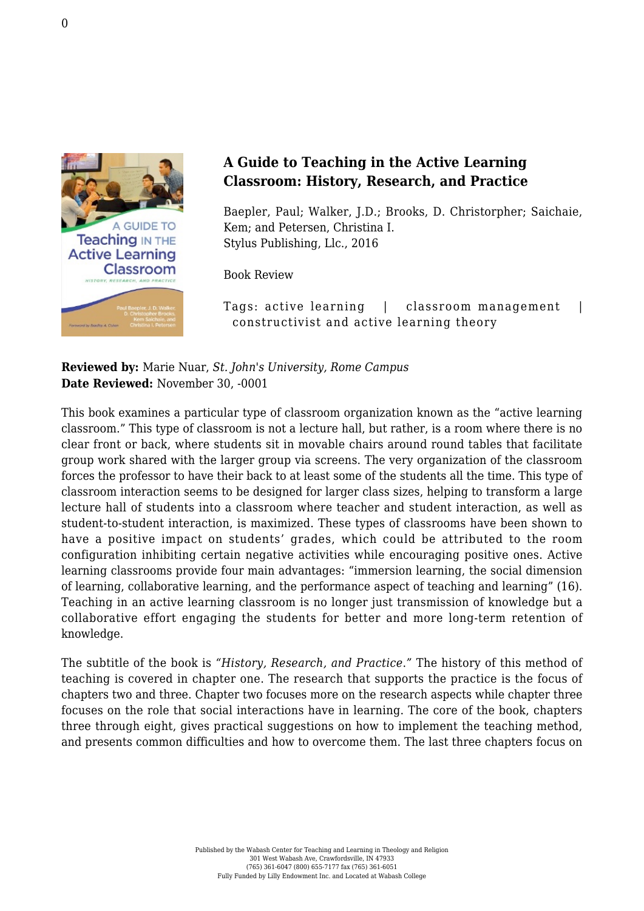# A Guide to Teaching in the Active Learning Classroom: History, Research, and Practice

Baepler, Paul; Walker, J.D.; Brooks, D. Christopher; Saichaie, Kem; and Petersen, Christina I.
Stylus Publishing, Llc., 2016

Book Review

Tags: active learning | classroom management | constructivist and active learning theory

**Reviewed by:** Marie Nuar, *St. John's University, Rome Campus*
**Date Reviewed:** November 30, -0001

This book examines a particular type of classroom organization known as the "active learning classroom." This type of classroom is not a lecture hall, but rather, is a room where there is no clear front or back, where students sit in movable chairs around round tables that facilitate group work shared with the larger group via screens. The very organization of the classroom forces the professor to have their back to at least some of the students all the time. This type of classroom interaction seems to be designed for larger class sizes, helping to transform a large lecture hall of students into a classroom where teacher and student interaction, as well as student-to-student interaction, is maximized. These types of classrooms have been shown to have a positive impact on students' grades, which could be attributed to the room configuration inhibiting certain negative activities while encouraging positive ones. Active learning classrooms provide four main advantages: "immersion learning, the social dimension of learning, collaborative learning, and the performance aspect of teaching and learning" (16). Teaching in an active learning classroom is no longer just transmission of knowledge but a collaborative effort engaging the students for better and more long-term retention of knowledge.

The subtitle of the book is *"History, Research, and Practice."* The history of this method of teaching is covered in chapter one. The research that supports the practice is the focus of chapters two and three. Chapter two focuses more on the research aspects while chapter three focuses on the role that social interactions have in learning. The core of the book, chapters three through eight, gives practical suggestions on how to implement the teaching method, and presents common difficulties and how to overcome them. The last three chapters focus on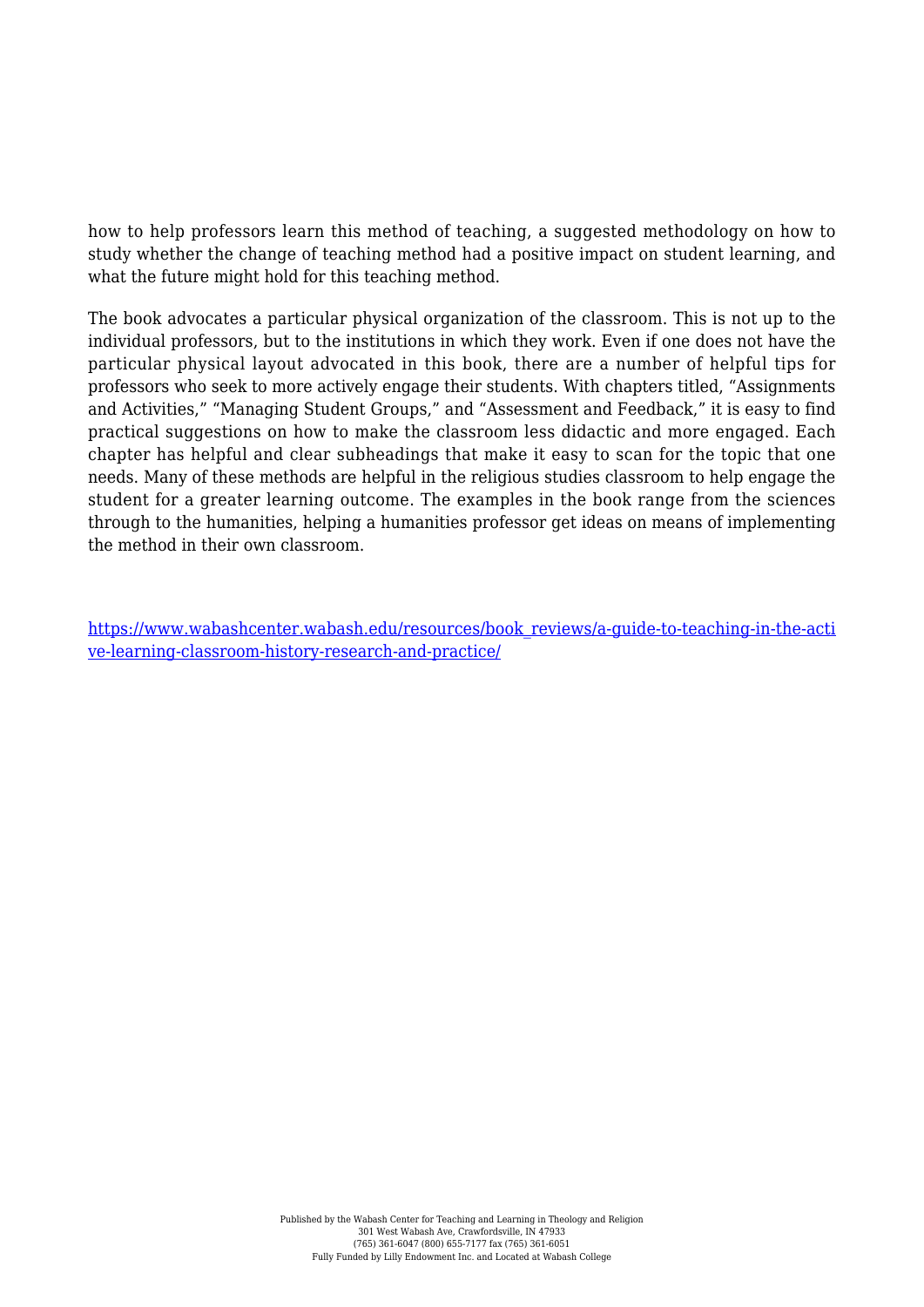how to help professors learn this method of teaching, a suggested methodology on how to study whether the change of teaching method had a positive impact on student learning, and what the future might hold for this teaching method.

The book advocates a particular physical organization of the classroom. This is not up to the individual professors, but to the institutions in which they work. Even if one does not have the particular physical layout advocated in this book, there are a number of helpful tips for professors who seek to more actively engage their students. With chapters titled, "Assignments and Activities," "Managing Student Groups," and "Assessment and Feedback," it is easy to find practical suggestions on how to make the classroom less didactic and more engaged. Each chapter has helpful and clear subheadings that make it easy to scan for the topic that one needs. Many of these methods are helpful in the religious studies classroom to help engage the student for a greater learning outcome. The examples in the book range from the sciences through to the humanities, helping a humanities professor get ideas on means of implementing the method in their own classroom.

[https://www.wabashcenter.wabash.edu/resources/book_reviews/a-guide-to-teaching-in-the-active-learning-classroom-history-research-and-practice/](https://www.wabashcenter.wabash.edu/resources/book_reviews/a-guide-to-teaching-in-the-active-learning-classroom-history-research-and-practice/)